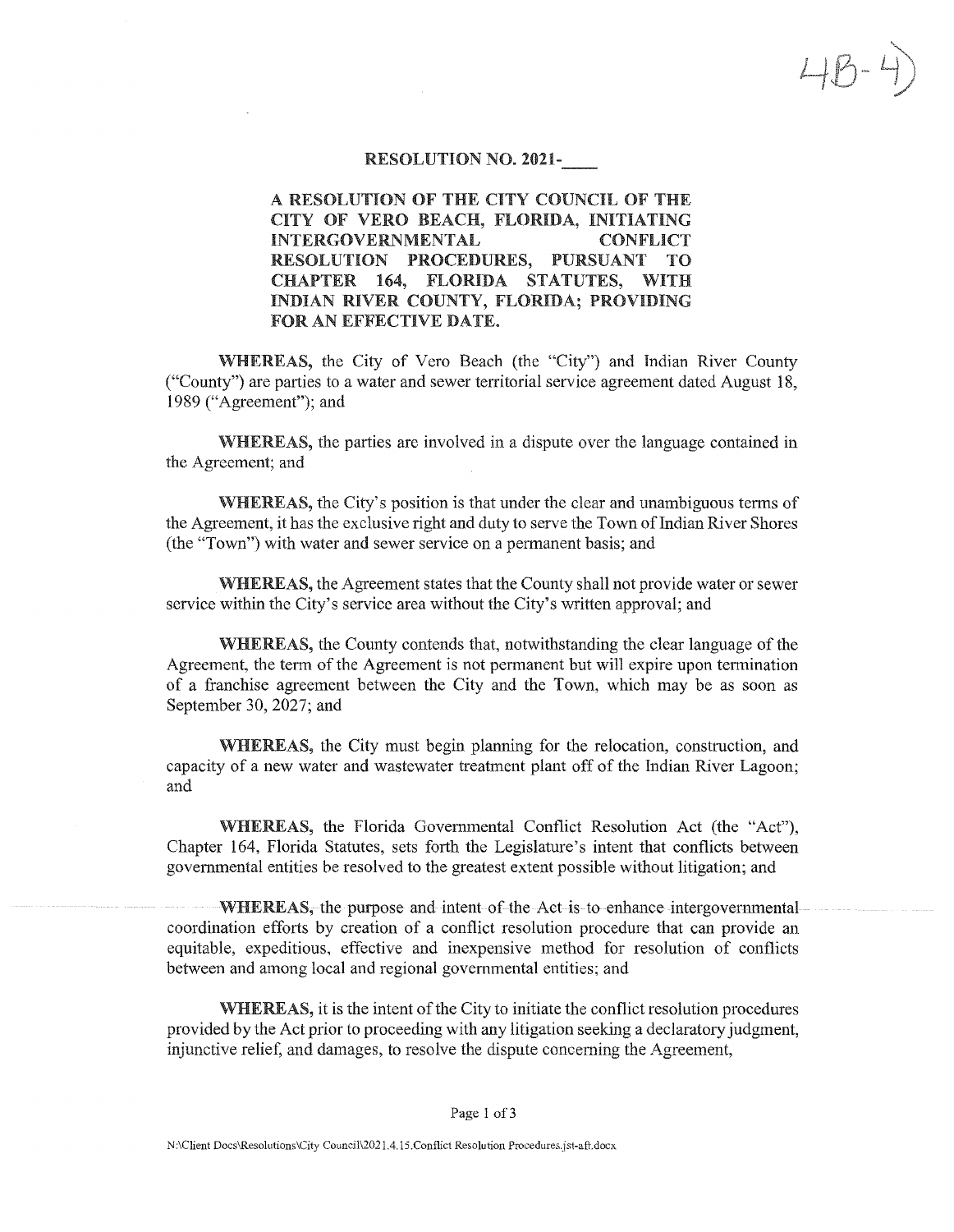4B-4)

# RESOLUTION NO. 2021-____

**A RESOLUTION OF THE CITY COUNCIL OF THE CITY OF VERO BEACH, FLORIDA, INITIATING INTERGOVERNMENTAL CONFLICT RESOLUTION PROCEDURES, PURSUANT TO CHAPTER 164, FLORIDA STATUTES, WITH INDIAN RIVER COUNTY, FLORIDA; PROVIDING FOR AN EFFECTIVE DATE.**

**WHEREAS,** the City of Vero Beach (the "City") and Indian River County ("County") are parties to a water and sewer territorial service agreement dated August 18, 1989 ("Agreement"); and

**WHEREAS,** the parties are involved in a dispute over the language contained in the Agreement; and

**WHEREAS,** the City's position is that under the clear and unambiguous terms of the Agreement, it has the exclusive right and duty to serve the Town of Indian River Shores (the "Town") with water and sewer service on a permanent basis; and

**WHEREAS,** the Agreement states that the County shall not provide water or sewer service within the City's service area without the City's written approval; and

**WHEREAS,** the County contends that, notwithstanding the clear language of the Agreement, the term of the Agreement is not permanent but will expire upon termination of a franchise agreement between the City and the Town, which may be as soon as September 30, 2027; and

**WHEREAS,** the City must begin planning for the relocation, construction, and capacity of a new water and wastewater treatment plant off of the Indian River Lagoon; and

**WHEREAS,** the Florida Governmental Conflict Resolution Act (the "Act"), Chapter 164, Florida Statutes, sets forth the Legislature's intent that conflicts between governmental entities be resolved to the greatest extent possible without litigation; and

**WHEREAS,** the purpose and intent of the Act is to enhance intergovernmental coordination efforts by creation of a conflict resolution procedure that can provide an equitable, expeditious, effective and inexpensive method for resolution of conflicts between and among local and regional governmental entities; and

**WHEREAS,** it is the intent of the City to initiate the conflict resolution procedures provided by the Act prior to proceeding with any litigation seeking a declaratory judgment, injunctive relief, and damages, to resolve the dispute concerning the Agreement,

N:\Client Docs\Resolutions\City Council\2021.4.15.Conflict Resolution Procedures.jst-aft.docx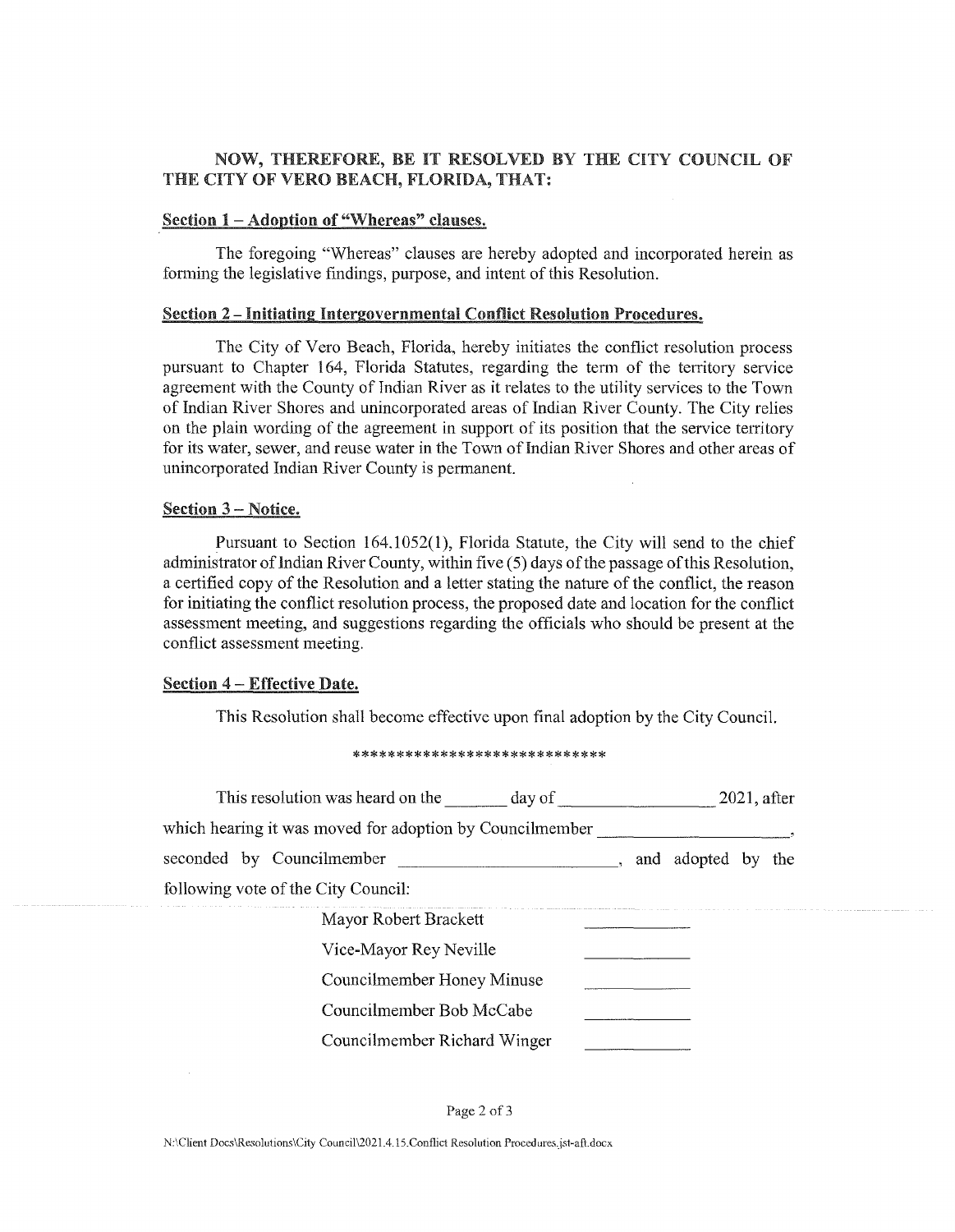**NOW, THEREFORE, BE IT RESOLVED BY THE CITY COUNCIL OF THE CITY OF VERO BEACH, FLORIDA, THAT:**

**<u>Section 1 – Adoption of "Whereas" clauses.</u>**

The foregoing "Whereas" clauses are hereby adopted and incorporated herein as forming the legislative findings, purpose, and intent of this Resolution.

**<u>Section 2 – Initiating Intergovernmental Conflict Resolution Procedures.</u>**

The City of Vero Beach, Florida, hereby initiates the conflict resolution process pursuant to Chapter 164, Florida Statutes, regarding the term of the territory service agreement with the County of Indian River as it relates to the utility services to the Town of Indian River Shores and unincorporated areas of Indian River County. The City relies on the plain wording of the agreement in support of its position that the service territory for its water, sewer, and reuse water in the Town of Indian River Shores and other areas of unincorporated Indian River County is permanent.

**<u>Section 3 – Notice.</u>**

Pursuant to Section 164.1052(1), Florida Statute, the City will send to the chief administrator of Indian River County, within five (5) days of the passage of this Resolution, a certified copy of the Resolution and a letter stating the nature of the conflict, the reason for initiating the conflict resolution process, the proposed date and location for the conflict assessment meeting, and suggestions regarding the officials who should be present at the conflict assessment meeting.

**<u>Section 4 – Effective Date.</u>**

This Resolution shall become effective upon final adoption by the City Council.

****************************

This resolution was heard on the _______ day of _________________ 2021, after which hearing it was moved for adoption by Councilmember ____________________, seconded by Councilmember ______________________, and adopted by the following vote of the City Council:

| | |
|---|---|
| Mayor Robert Brackett | ________ |
| Vice-Mayor Rey Neville | ________ |
| Councilmember Honey Minuse | ________ |
| Councilmember Bob McCabe | ________ |
| Councilmember Richard Winger | ________ |

N:\Client Docs\Resolutions\City Council\2021.4.15.Conflict Resolution Procedures.jst-aft.docx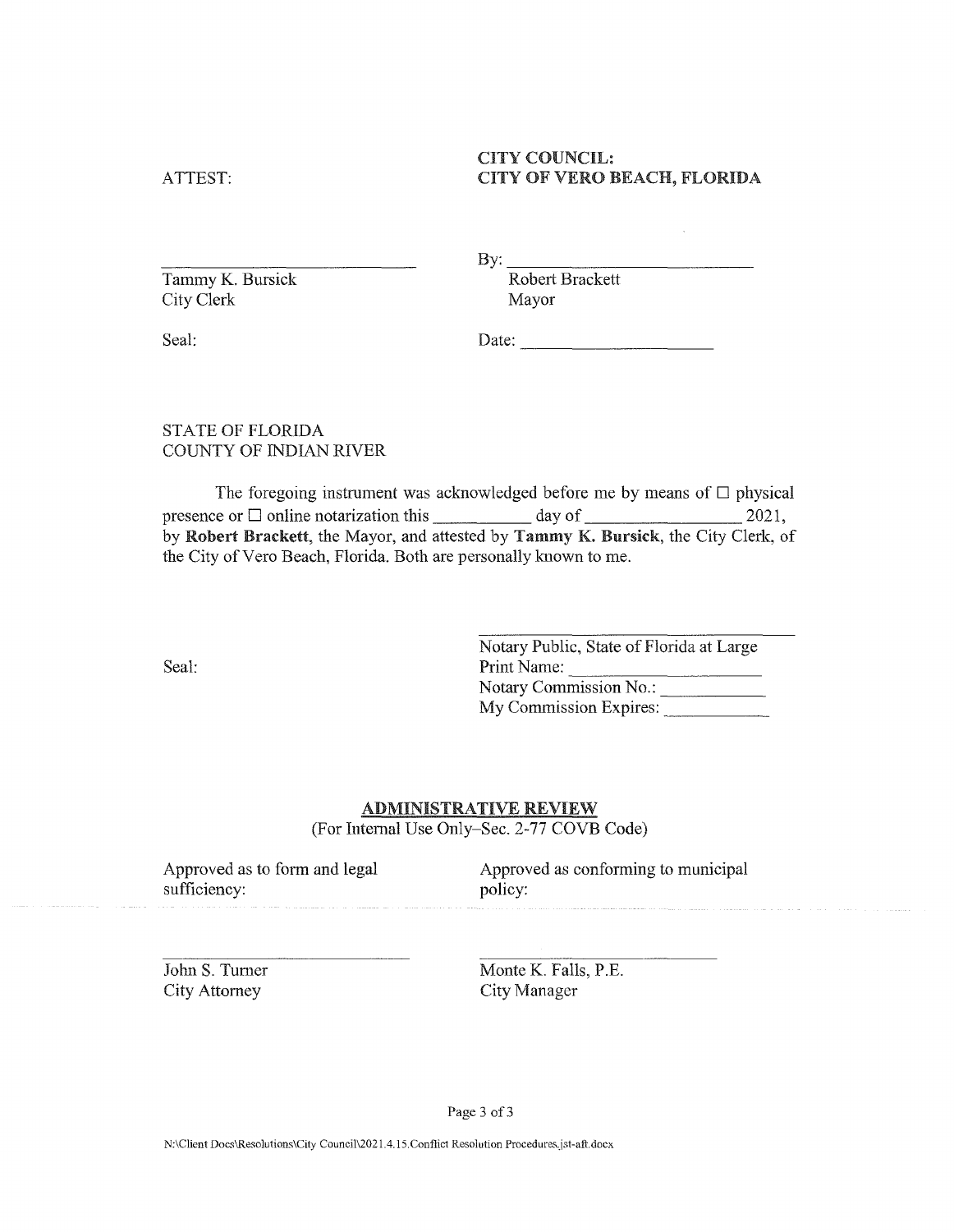ATTEST:

**CITY COUNCIL:**
**CITY OF VERO BEACH, FLORIDA**

\_\_\_\_\_\_\_\_\_\_\_\_\_\_\_\_\_\_\_\_\_\_\_\_\_\_\_\_
Tammy K. Bursick
City Clerk

By: \_\_\_\_\_\_\_\_\_\_\_\_\_\_\_\_\_\_\_\_\_\_\_\_\_\_\_\_
Robert Brackett
Mayor

Seal:

Date: \_\_\_\_\_\_\_\_\_\_\_\_\_\_\_\_\_\_\_\_\_\_

STATE OF FLORIDA
COUNTY OF INDIAN RIVER

The foregoing instrument was acknowledged before me by means of ☐ physical presence or ☐ online notarization this \_\_\_\_\_\_\_\_\_\_ day of \_\_\_\_\_\_\_\_\_\_\_\_\_\_\_\_\_ 2021, by **Robert Brackett**, the Mayor, and attested by **Tammy K. Bursick**, the City Clerk, of the City of Vero Beach, Florida. Both are personally known to me.

Seal:

\_\_\_\_\_\_\_\_\_\_\_\_\_\_\_\_\_\_\_\_\_\_\_\_\_\_\_\_\_\_\_\_\_\_\_\_
Notary Public, State of Florida at Large
Print Name: \_\_\_\_\_\_\_\_\_\_\_\_\_\_\_\_\_\_\_\_
Notary Commission No.: \_\_\_\_\_\_\_\_\_\_\_
My Commission Expires: \_\_\_\_\_\_\_\_\_\_\_

**ADMINISTRATIVE REVIEW**
(For Internal Use Only–Sec. 2-77 COVB Code)

Approved as to form and legal sufficiency:

\_\_\_\_\_\_\_\_\_\_\_\_\_\_\_\_\_\_\_\_\_\_\_\_\_\_\_\_
John S. Turner
City Attorney

Approved as conforming to municipal policy:

\_\_\_\_\_\_\_\_\_\_\_\_\_\_\_\_\_\_\_\_\_\_\_\_\_\_\_\_
Monte K. Falls, P.E.
City Manager

N:\Client Docs\Resolutions\City Council\2021.4.15.Conflict Resolution Procedures.jst-aft.docx